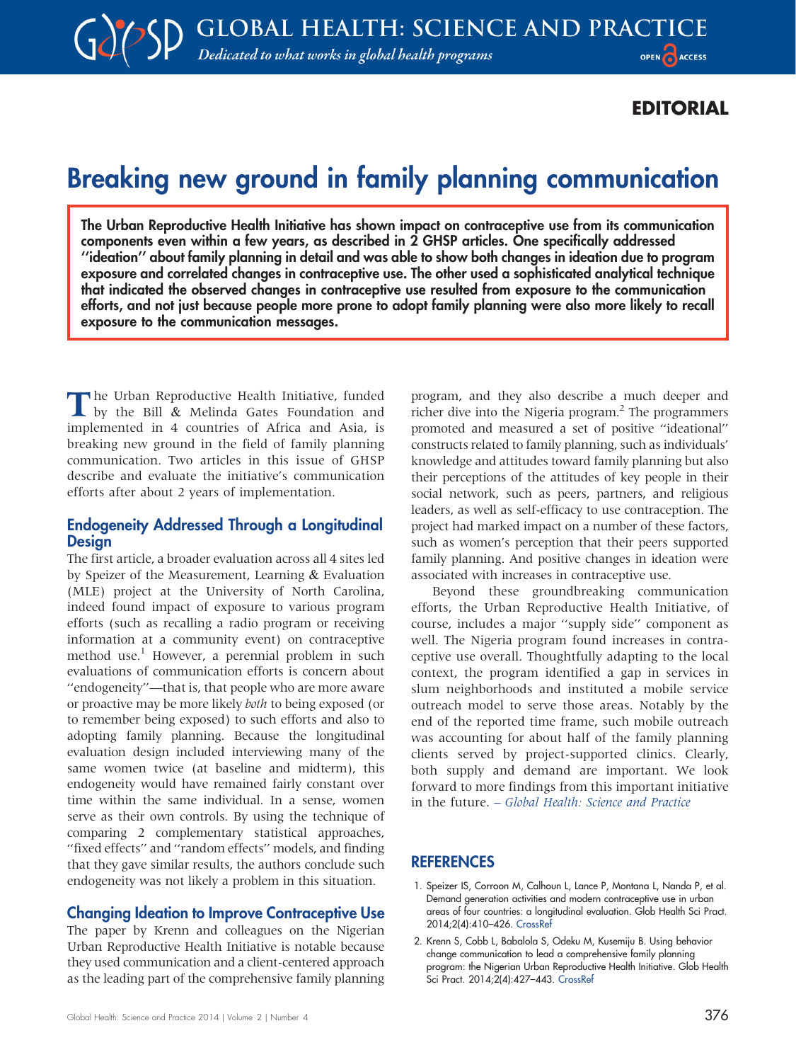EDITORIAL

# Breaking new ground in family planning communication

**The Urban Reproductive Health Initiative has shown impact on contraceptive use from its communication components even within a few years, as described in 2 GHSP articles. One specifically addressed ''ideation'' about family planning in detail and was able to show both changes in ideation due to program exposure and correlated changes in contraceptive use. The other used a sophisticated analytical technique that indicated the observed changes in contraceptive use resulted from exposure to the communication efforts, and not just because people more prone to adopt family planning were also more likely to recall exposure to the communication messages.**

The Urban Reproductive Health Initiative, funded by the Bill & Melinda Gates Foundation and implemented in 4 countries of Africa and Asia, is breaking new ground in the field of family planning communication. Two articles in this issue of GHSP describe and evaluate the initiative's communication efforts after about 2 years of implementation.

## Endogeneity Addressed Through a Longitudinal Design

The first article, a broader evaluation across all 4 sites led by Speizer of the Measurement, Learning & Evaluation (MLE) project at the University of North Carolina, indeed found impact of exposure to various program efforts (such as recalling a radio program or receiving information at a community event) on contraceptive method use.[1] However, a perennial problem in such evaluations of communication efforts is concern about ''endogeneity''—that is, that people who are more aware or proactive may be more likely *both* to being exposed (or to remember being exposed) to such efforts and also to adopting family planning. Because the longitudinal evaluation design included interviewing many of the same women twice (at baseline and midterm), this endogeneity would have remained fairly constant over time within the same individual. In a sense, women serve as their own controls. By using the technique of comparing 2 complementary statistical approaches, ''fixed effects'' and ''random effects'' models, and finding that they gave similar results, the authors conclude such endogeneity was not likely a problem in this situation.

## Changing Ideation to Improve Contraceptive Use

The paper by Krenn and colleagues on the Nigerian Urban Reproductive Health Initiative is notable because they used communication and a client-centered approach as the leading part of the comprehensive family planning program, and they also describe a much deeper and richer dive into the Nigeria program.[2] The programmers promoted and measured a set of positive ''ideational'' constructs related to family planning, such as individuals' knowledge and attitudes toward family planning but also their perceptions of the attitudes of key people in their social network, such as peers, partners, and religious leaders, as well as self-efficacy to use contraception. The project had marked impact on a number of these factors, such as women's perception that their peers supported family planning. And positive changes in ideation were associated with increases in contraceptive use.

Beyond these groundbreaking communication efforts, the Urban Reproductive Health Initiative, of course, includes a major ''supply side'' component as well. The Nigeria program found increases in contraceptive use overall. Thoughtfully adapting to the local context, the program identified a gap in services in slum neighborhoods and instituted a mobile service outreach model to serve those areas. Notably by the end of the reported time frame, such mobile outreach was accounting for about half of the family planning clients served by project-supported clinics. Clearly, both supply and demand are important. We look forward to more findings from this important initiative in the future. *– Global Health: Science and Practice*

## REFERENCES

1. Speizer IS, Corroon M, Calhoun L, Lance P, Montana L, Nanda P, et al. Demand generation activities and modern contraceptive use in urban areas of four countries: a longitudinal evaluation. Glob Health Sci Pract. 2014;2(4):410–426. CrossRef
2. Krenn S, Cobb L, Babalola S, Odeku M, Kusemiju B. Using behavior change communication to lead a comprehensive family planning program: the Nigerian Urban Reproductive Health Initiative. Glob Health Sci Pract. 2014;2(4):427–443. CrossRef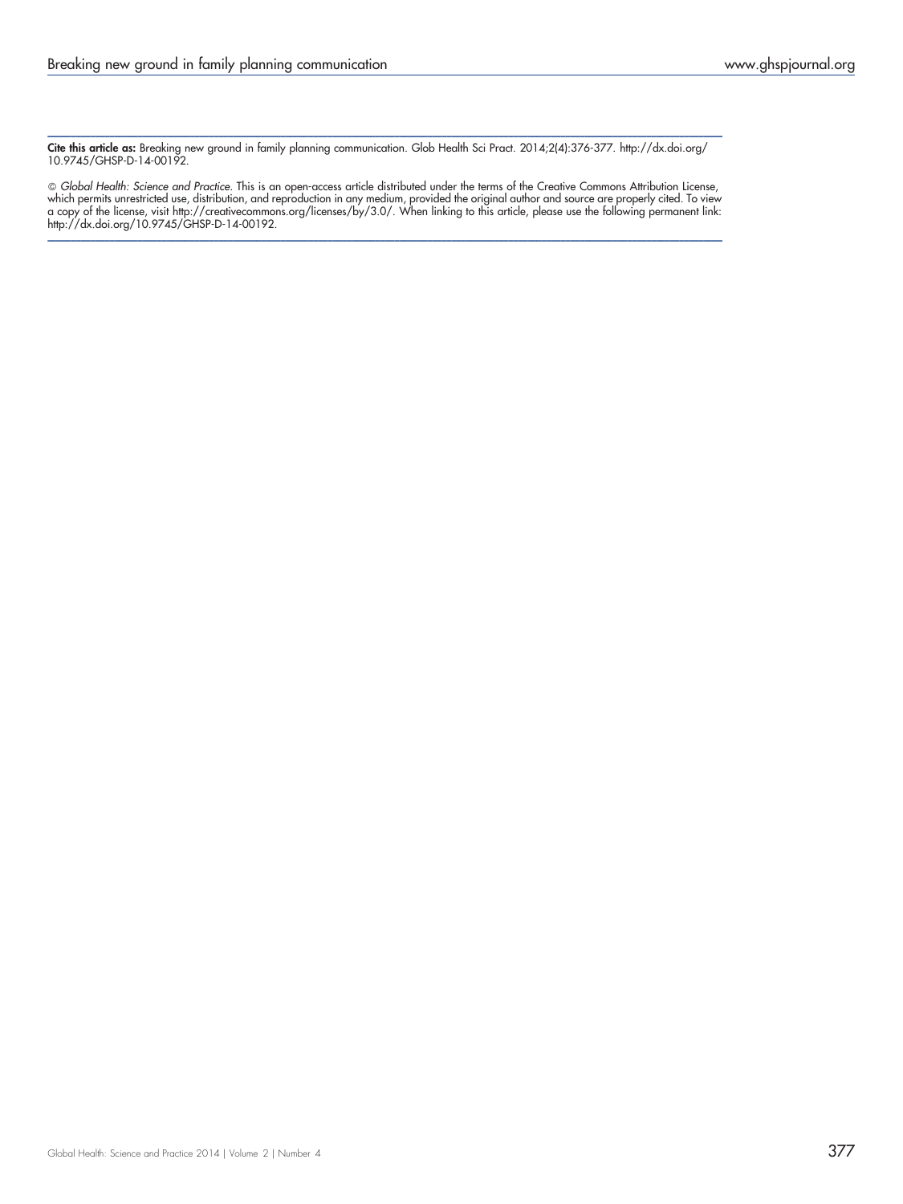**Cite this article as:** Breaking new ground in family planning communication. Glob Health Sci Pract. 2014;2(4):376-377. http://dx.doi.org/10.9745/GHSP-D-14-00192.

© *Global Health: Science and Practice*. This is an open-access article distributed under the terms of the Creative Commons Attribution License, which permits unrestricted use, distribution, and reproduction in any medium, provided the original author and source are properly cited. To view a copy of the license, visit http://creativecommons.org/licenses/by/3.0/. When linking to this article, please use the following permanent link: http://dx.doi.org/10.9745/GHSP-D-14-00192.